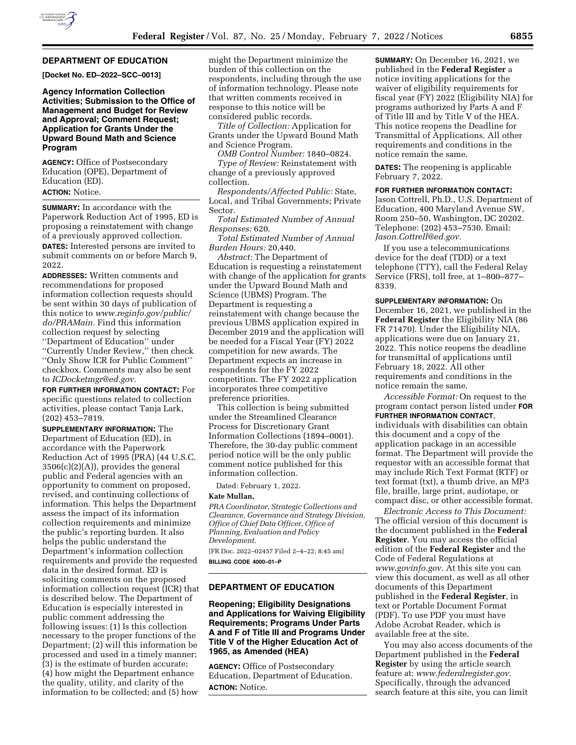## DEPARTMENT OF EDUCATION

**[Docket No. ED–2022–SCC–0013]**

### Agency Information Collection Activities; Submission to the Office of Management and Budget for Review and Approval; Comment Request; Application for Grants Under the Upward Bound Math and Science Program

**AGENCY:** Office of Postsecondary Education (OPE), Department of Education (ED).

**ACTION:** Notice.

**SUMMARY:** In accordance with the Paperwork Reduction Act of 1995, ED is proposing a reinstatement with change of a previously approved collection.

**DATES:** Interested persons are invited to submit comments on or before March 9, 2022.

**ADDRESSES:** Written comments and recommendations for proposed information collection requests should be sent within 30 days of publication of this notice to *www.reginfo.gov/public/do/PRAMain.* Find this information collection request by selecting ''Department of Education'' under ''Currently Under Review,'' then check ''Only Show ICR for Public Comment'' checkbox. Comments may also be sent to *ICDocketmgr@ed.gov.*

**FOR FURTHER INFORMATION CONTACT:** For specific questions related to collection activities, please contact Tanja Lark, (202) 453–7819.

**SUPPLEMENTARY INFORMATION:** The Department of Education (ED), in accordance with the Paperwork Reduction Act of 1995 (PRA) (44 U.S.C. 3506(c)(2)(A)), provides the general public and Federal agencies with an opportunity to comment on proposed, revised, and continuing collections of information. This helps the Department assess the impact of its information collection requirements and minimize the public's reporting burden. It also helps the public understand the Department's information collection requirements and provide the requested data in the desired format. ED is soliciting comments on the proposed information collection request (ICR) that is described below. The Department of Education is especially interested in public comment addressing the following issues: (1) Is this collection necessary to the proper functions of the Department; (2) will this information be processed and used in a timely manner; (3) is the estimate of burden accurate; (4) how might the Department enhance the quality, utility, and clarity of the information to be collected; and (5) how might the Department minimize the burden of this collection on the respondents, including through the use of information technology. Please note that written comments received in response to this notice will be considered public records.

*Title of Collection:* Application for Grants under the Upward Bound Math and Science Program.

*OMB Control Number:* 1840–0824.

*Type of Review:* Reinstatement with change of a previously approved collection.

*Respondents/Affected Public:* State, Local, and Tribal Governments; Private Sector.

*Total Estimated Number of Annual Responses:* 620.

*Total Estimated Number of Annual Burden Hours:* 20,440.

*Abstract:* The Department of Education is requesting a reinstatement with change of the application for grants under the Upward Bound Math and Science (UBMS) Program. The Department is requesting a reinstatement with change because the previous UBMS application expired in December 2019 and the application will be needed for a Fiscal Year (FY) 2022 competition for new awards. The Department expects an increase in respondents for the FY 2022 competition. The FY 2022 application incorporates three competitive preference priorities.

This collection is being submitted under the Streamlined Clearance Process for Discretionary Grant Information Collections (1894–0001). Therefore, the 30-day public comment period notice will be the only public comment notice published for this information collection.

Dated: February 1, 2022.

**Kate Mullan,**

*PRA Coordinator, Strategic Collections and Clearance, Governance and Strategy Division, Office of Chief Data Officer, Office of Planning, Evaluation and Policy Development.*

[FR Doc. 2022–02457 Filed 2–4–22; 8:45 am]

**BILLING CODE 4000–01–P**

## DEPARTMENT OF EDUCATION

### Reopening; Eligibility Designations and Applications for Waiving Eligibility Requirements; Programs Under Parts A and F of Title III and Programs Under Title V of the Higher Education Act of 1965, as Amended (HEA)

**AGENCY:** Office of Postsecondary Education, Department of Education.

**ACTION:** Notice.

**SUMMARY:** On December 16, 2021, we published in the **Federal Register** a notice inviting applications for the waiver of eligibility requirements for fiscal year (FY) 2022 (Eligibility NIA) for programs authorized by Parts A and F of Title III and by Title V of the HEA. This notice reopens the Deadline for Transmittal of Applications. All other requirements and conditions in the notice remain the same.

**DATES:** The reopening is applicable February 7, 2022.

**FOR FURTHER INFORMATION CONTACT:** Jason Cottrell, Ph.D., U.S. Department of Education, 400 Maryland Avenue SW, Room 250–50, Washington, DC 20202. Telephone: (202) 453–7530. Email: *Jason.Cottrell@ed.gov.*

If you use a telecommunications device for the deaf (TDD) or a text telephone (TTY), call the Federal Relay Service (FRS), toll free, at 1–800–877–8339.

**SUPPLEMENTARY INFORMATION:** On December 16, 2021, we published in the **Federal Register** the Eligibility NIA (86 FR 71470). Under the Eligibility NIA, applications were due on January 21, 2022. This notice reopens the deadline for transmittal of applications until February 18, 2022. All other requirements and conditions in the notice remain the same.

*Accessible Format:* On request to the program contact person listed under **FOR FURTHER INFORMATION CONTACT**, individuals with disabilities can obtain this document and a copy of the application package in an accessible format. The Department will provide the requestor with an accessible format that may include Rich Text Format (RTF) or text format (txt), a thumb drive, an MP3 file, braille, large print, audiotape, or compact disc, or other accessible format.

*Electronic Access to This Document:* The official version of this document is the document published in the **Federal Register**. You may access the official edition of the **Federal Register** and the Code of Federal Regulations at *www.govinfo.gov.* At this site you can view this document, as well as all other documents of this Department published in the **Federal Register**, in text or Portable Document Format (PDF). To use PDF you must have Adobe Acrobat Reader, which is available free at the site.

You may also access documents of the Department published in the **Federal Register** by using the article search feature at: *www.federalregister.gov.* Specifically, through the advanced search feature at this site, you can limit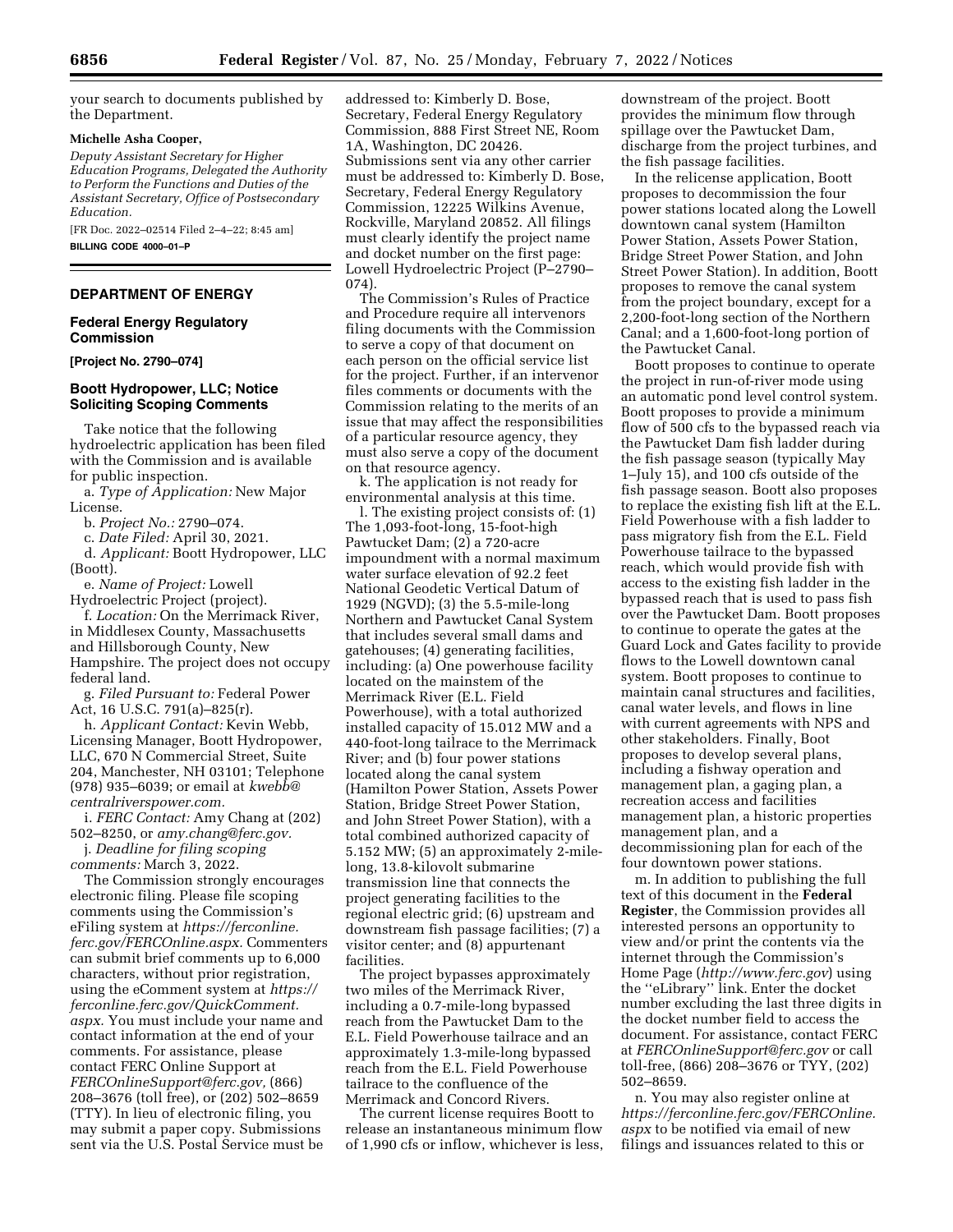your search to documents published by the Department.

**Michelle Asha Cooper,**

*Deputy Assistant Secretary for Higher Education Programs, Delegated the Authority to Perform the Functions and Duties of the Assistant Secretary, Office of Postsecondary Education.*

[FR Doc. 2022–02514 Filed 2–4–22; 8:45 am]

**BILLING CODE 4000–01–P**

## DEPARTMENT OF ENERGY

### Federal Energy Regulatory Commission

**[Project No. 2790–074]**

### Boott Hydropower, LLC; Notice Soliciting Scoping Comments

Take notice that the following hydroelectric application has been filed with the Commission and is available for public inspection.

a. *Type of Application:* New Major License.

b. *Project No.:* 2790–074.

c. *Date Filed:* April 30, 2021.

d. *Applicant:* Boott Hydropower, LLC (Boott).

e. *Name of Project:* Lowell Hydroelectric Project (project).

f. *Location:* On the Merrimack River, in Middlesex County, Massachusetts and Hillsborough County, New Hampshire. The project does not occupy federal land.

g. *Filed Pursuant to:* Federal Power Act, 16 U.S.C. 791(a)–825(r).

h. *Applicant Contact:* Kevin Webb, Licensing Manager, Boott Hydropower, LLC, 670 N Commercial Street, Suite 204, Manchester, NH 03101; Telephone (978) 935–6039; or email at *kwebb@centralriverspower.com.*

i. *FERC Contact:* Amy Chang at (202) 502–8250, or *amy.chang@ferc.gov.*

j. *Deadline for filing scoping comments:* March 3, 2022.

The Commission strongly encourages electronic filing. Please file scoping comments using the Commission's eFiling system at *https://ferconline.ferc.gov/FERCOnline.aspx.* Commenters can submit brief comments up to 6,000 characters, without prior registration, using the eComment system at *https://ferconline.ferc.gov/QuickComment.aspx.* You must include your name and contact information at the end of your comments. For assistance, please contact FERC Online Support at *FERCOnlineSupport@ferc.gov,* (866) 208–3676 (toll free), or (202) 502–8659 (TTY). In lieu of electronic filing, you may submit a paper copy. Submissions sent via the U.S. Postal Service must be addressed to: Kimberly D. Bose, Secretary, Federal Energy Regulatory Commission, 888 First Street NE, Room 1A, Washington, DC 20426. Submissions sent via any other carrier must be addressed to: Kimberly D. Bose, Secretary, Federal Energy Regulatory Commission, 12225 Wilkins Avenue, Rockville, Maryland 20852. All filings must clearly identify the project name and docket number on the first page: Lowell Hydroelectric Project (P–2790–074).

The Commission's Rules of Practice and Procedure require all intervenors filing documents with the Commission to serve a copy of that document on each person on the official service list for the project. Further, if an intervenor files comments or documents with the Commission relating to the merits of an issue that may affect the responsibilities of a particular resource agency, they must also serve a copy of the document on that resource agency.

k. The application is not ready for environmental analysis at this time.

l. The existing project consists of: (1) The 1,093-foot-long, 15-foot-high Pawtucket Dam; (2) a 720-acre impoundment with a normal maximum water surface elevation of 92.2 feet National Geodetic Vertical Datum of 1929 (NGVD); (3) the 5.5-mile-long Northern and Pawtucket Canal System that includes several small dams and gatehouses; (4) generating facilities, including: (a) One powerhouse facility located on the mainstem of the Merrimack River (E.L. Field Powerhouse), with a total authorized installed capacity of 15.012 MW and a 440-foot-long tailrace to the Merrimack River; and (b) four power stations located along the canal system (Hamilton Power Station, Assets Power Station, Bridge Street Power Station, and John Street Power Station), with a total combined authorized capacity of 5.152 MW; (5) an approximately 2-mile-long, 13.8-kilovolt submarine transmission line that connects the project generating facilities to the regional electric grid; (6) upstream and downstream fish passage facilities; (7) a visitor center; and (8) appurtenant facilities.

The project bypasses approximately two miles of the Merrimack River, including a 0.7-mile-long bypassed reach from the Pawtucket Dam to the E.L. Field Powerhouse tailrace and an approximately 1.3-mile-long bypassed reach from the E.L. Field Powerhouse tailrace to the confluence of the Merrimack and Concord Rivers.

The current license requires Boott to release an instantaneous minimum flow of 1,990 cfs or inflow, whichever is less, downstream of the project. Boott provides the minimum flow through spillage over the Pawtucket Dam, discharge from the project turbines, and the fish passage facilities.

In the relicense application, Boott proposes to decommission the four power stations located along the Lowell downtown canal system (Hamilton Power Station, Assets Power Station, Bridge Street Power Station, and John Street Power Station). In addition, Boott proposes to remove the canal system from the project boundary, except for a 2,200-foot-long section of the Northern Canal; and a 1,600-foot-long portion of the Pawtucket Canal.

Boott proposes to continue to operate the project in run-of-river mode using an automatic pond level control system. Boott proposes to provide a minimum flow of 500 cfs to the bypassed reach via the Pawtucket Dam fish ladder during the fish passage season (typically May 1–July 15), and 100 cfs outside of the fish passage season. Boott also proposes to replace the existing fish lift at the E.L. Field Powerhouse with a fish ladder to pass migratory fish from the E.L. Field Powerhouse tailrace to the bypassed reach, which would provide fish with access to the existing fish ladder in the bypassed reach that is used to pass fish over the Pawtucket Dam. Boott proposes to continue to operate the gates at the Guard Lock and Gates facility to provide flows to the Lowell downtown canal system. Boott proposes to continue to maintain canal structures and facilities, canal water levels, and flows in line with current agreements with NPS and other stakeholders. Finally, Boot proposes to develop several plans, including a fishway operation and management plan, a gaging plan, a recreation access and facilities management plan, a historic properties management plan, and a decommissioning plan for each of the four downtown power stations.

m. In addition to publishing the full text of this document in the **Federal Register**, the Commission provides all interested persons an opportunity to view and/or print the contents via the internet through the Commission's Home Page (*http://www.ferc.gov*) using the ''eLibrary'' link. Enter the docket number excluding the last three digits in the docket number field to access the document. For assistance, contact FERC at *FERCOnlineSupport@ferc.gov* or call toll-free, (866) 208–3676 or TYY, (202) 502–8659.

n. You may also register online at *https://ferconline.ferc.gov/FERCOnline.aspx* to be notified via email of new filings and issuances related to this or